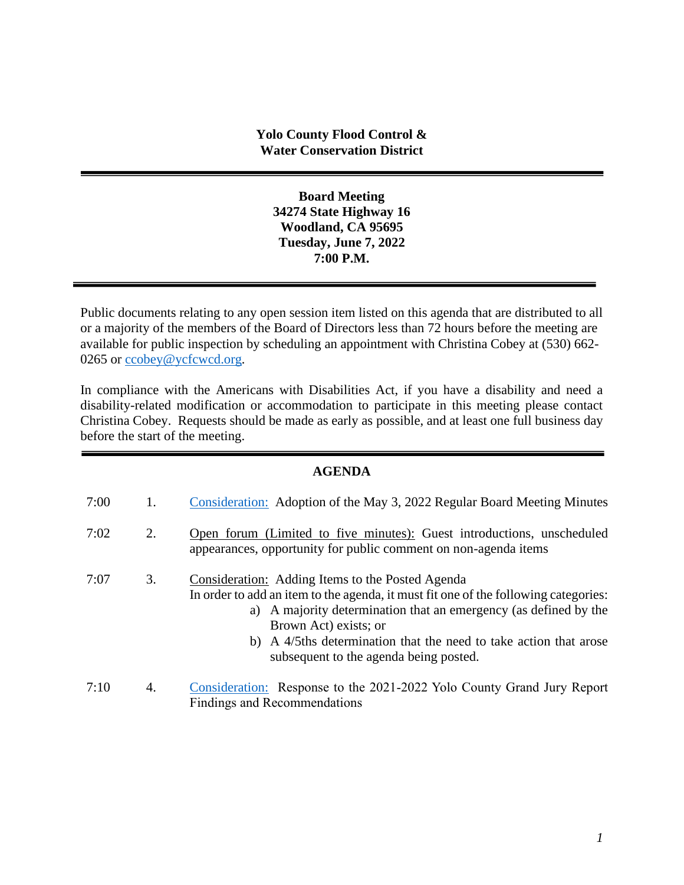**Yolo County Flood Control &**
**Water Conservation District**

---

**Board Meeting**
**34274 State Highway 16**
**Woodland, CA 95695**
**Tuesday, June 7, 2022**
**7:00 P.M.**

---

Public documents relating to any open session item listed on this agenda that are distributed to all or a majority of the members of the Board of Directors less than 72 hours before the meeting are available for public inspection by scheduling an appointment with Christina Cobey at (530) 662-0265 or ccobey@ycfcwcd.org.

In compliance with the Americans with Disabilities Act, if you have a disability and need a disability-related modification or accommodation to participate in this meeting please contact Christina Cobey. Requests should be made as early as possible, and at least one full business day before the start of the meeting.

---

## AGENDA

7:00 1. Consideration: Adoption of the May 3, 2022 Regular Board Meeting Minutes

7:02 2. Open forum (Limited to five minutes): Guest introductions, unscheduled appearances, opportunity for public comment on non-agenda items

7:07 3. Consideration: Adding Items to the Posted Agenda
In order to add an item to the agenda, it must fit one of the following categories:
   a) A majority determination that an emergency (as defined by the Brown Act) exists; or
   b) A 4/5ths determination that the need to take action that arose subsequent to the agenda being posted.

7:10 4. Consideration: Response to the 2021-2022 Yolo County Grand Jury Report Findings and Recommendations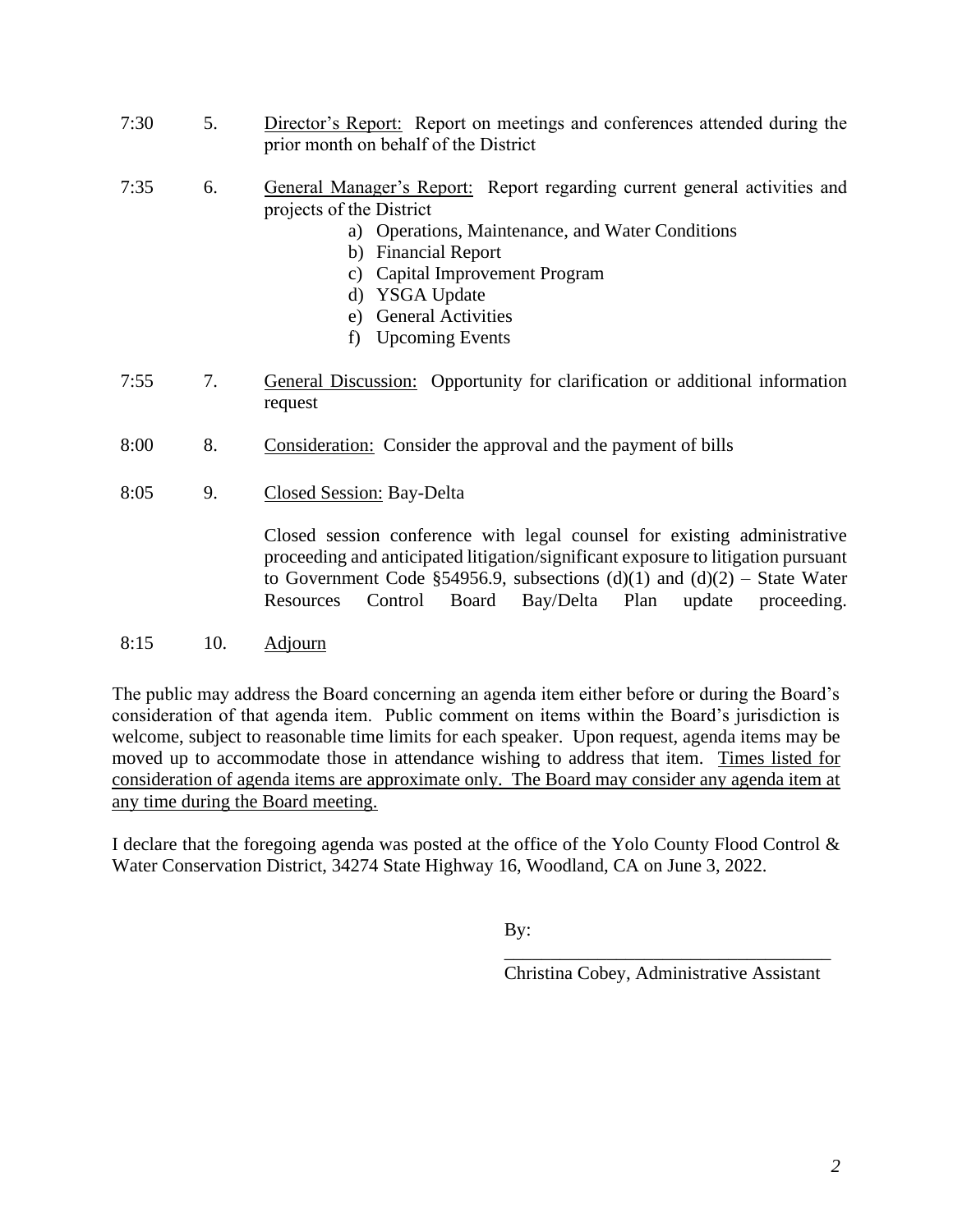7:30 5. <u>Director's Report:</u> Report on meetings and conferences attended during the prior month on behalf of the District

7:35 6. <u>General Manager's Report:</u> Report regarding current general activities and projects of the District

a) Operations, Maintenance, and Water Conditions
b) Financial Report
c) Capital Improvement Program
d) YSGA Update
e) General Activities
f) Upcoming Events

7:55 7. <u>General Discussion:</u> Opportunity for clarification or additional information request

8:00 8. <u>Consideration:</u> Consider the approval and the payment of bills

8:05 9. <u>Closed Session:</u> Bay-Delta

Closed session conference with legal counsel for existing administrative proceeding and anticipated litigation/significant exposure to litigation pursuant to Government Code §54956.9, subsections (d)(1) and (d)(2) – State Water Resources Control Board Bay/Delta Plan update proceeding.

8:15 10. <u>Adjourn</u>

The public may address the Board concerning an agenda item either before or during the Board's consideration of that agenda item. Public comment on items within the Board's jurisdiction is welcome, subject to reasonable time limits for each speaker. Upon request, agenda items may be moved up to accommodate those in attendance wishing to address that item. <u>Times listed for consideration of agenda items are approximate only. The Board may consider any agenda item at any time during the Board meeting.</u>

I declare that the foregoing agenda was posted at the office of the Yolo County Flood Control & Water Conservation District, 34274 State Highway 16, Woodland, CA on June 3, 2022.

By:

___________________________________

Christina Cobey, Administrative Assistant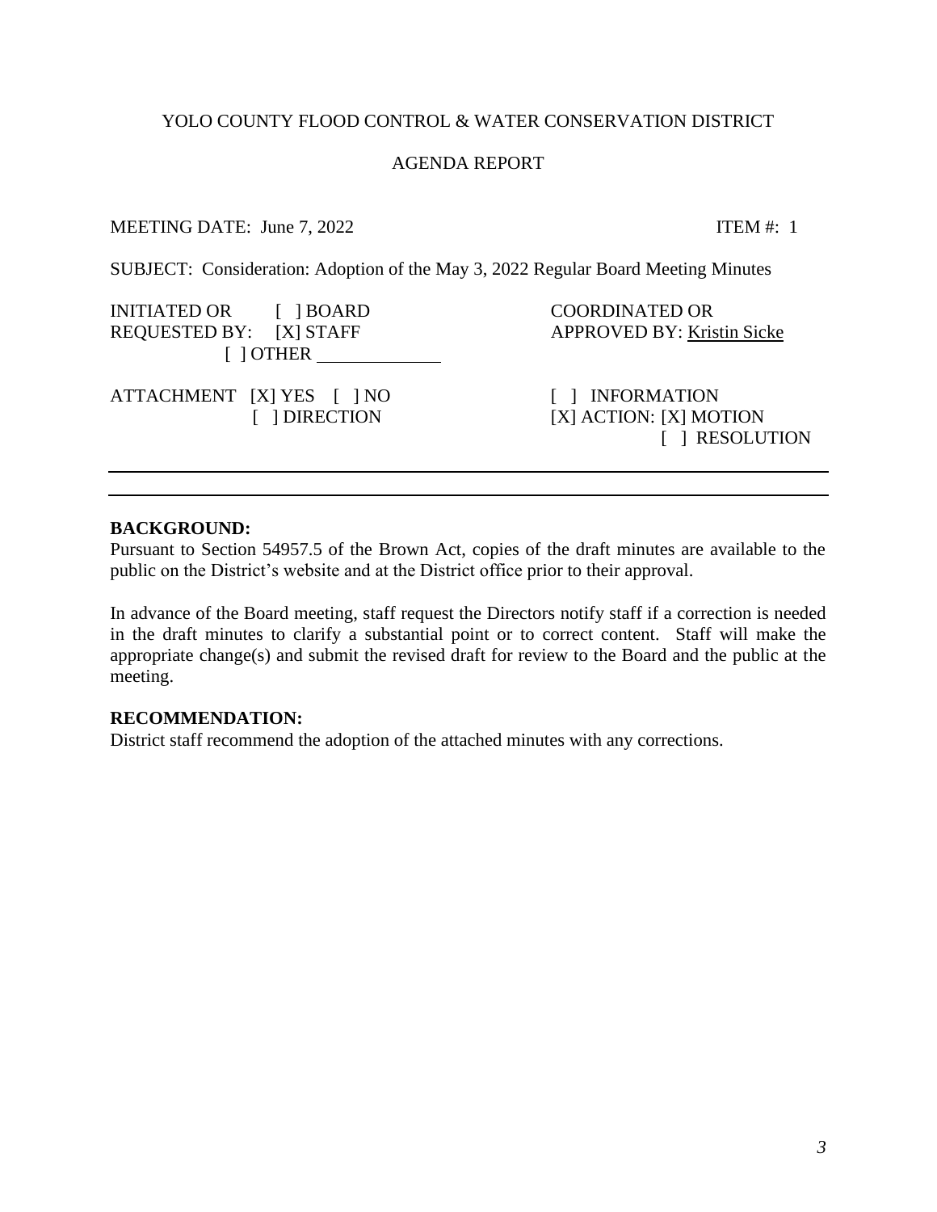YOLO COUNTY FLOOD CONTROL & WATER CONSERVATION DISTRICT

AGENDA REPORT

MEETING DATE: June 7, 2022 ITEM #: 1

SUBJECT: Consideration: Adoption of the May 3, 2022 Regular Board Meeting Minutes

| | | |
|---|---|---|
| INITIATED OR REQUESTED BY: | [ ] BOARD<br>[X] STAFF<br>[ ] OTHER ____________ | COORDINATED OR APPROVED BY: Kristin Sicke |
| ATTACHMENT | [X] YES [ ] NO<br>[ ] DIRECTION | [ ] INFORMATION<br>[X] ACTION: [X] MOTION<br>[ ] RESOLUTION |

---

**BACKGROUND:**

Pursuant to Section 54957.5 of the Brown Act, copies of the draft minutes are available to the public on the District's website and at the District office prior to their approval.

In advance of the Board meeting, staff request the Directors notify staff if a correction is needed in the draft minutes to clarify a substantial point or to correct content. Staff will make the appropriate change(s) and submit the revised draft for review to the Board and the public at the meeting.

**RECOMMENDATION:**

District staff recommend the adoption of the attached minutes with any corrections.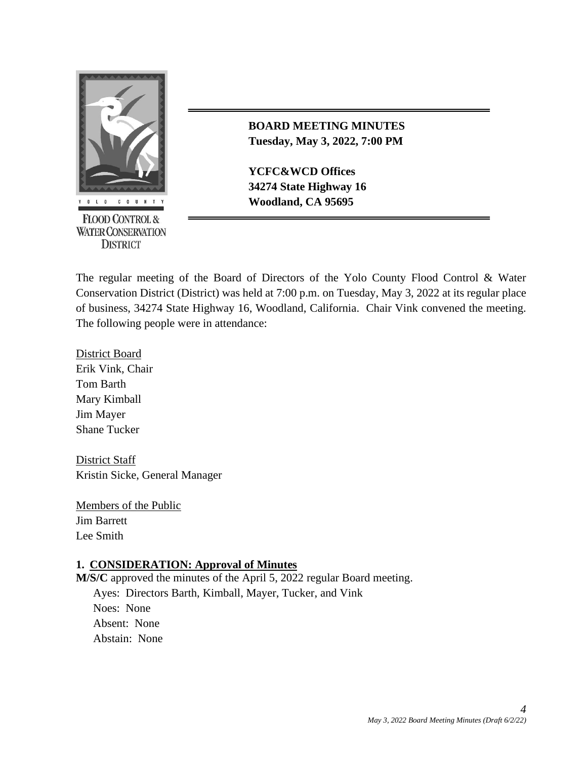YOLO COUNTY

FLOOD CONTROL & WATER CONSERVATION DISTRICT

**BOARD MEETING MINUTES**
**Tuesday, May 3, 2022, 7:00 PM**

**YCFC&WCD Offices**
**34274 State Highway 16**
**Woodland, CA 95695**

The regular meeting of the Board of Directors of the Yolo County Flood Control & Water Conservation District (District) was held at 7:00 p.m. on Tuesday, May 3, 2022 at its regular place of business, 34274 State Highway 16, Woodland, California. Chair Vink convened the meeting. The following people were in attendance:

District Board
Erik Vink, Chair
Tom Barth
Mary Kimball
Jim Mayer
Shane Tucker

District Staff
Kristin Sicke, General Manager

Members of the Public
Jim Barrett
Lee Smith

### 1. CONSIDERATION: Approval of Minutes

**M/S/C** approved the minutes of the April 5, 2022 regular Board meeting.

Ayes: Directors Barth, Kimball, Mayer, Tucker, and Vink
Noes: None
Absent: None
Abstain: None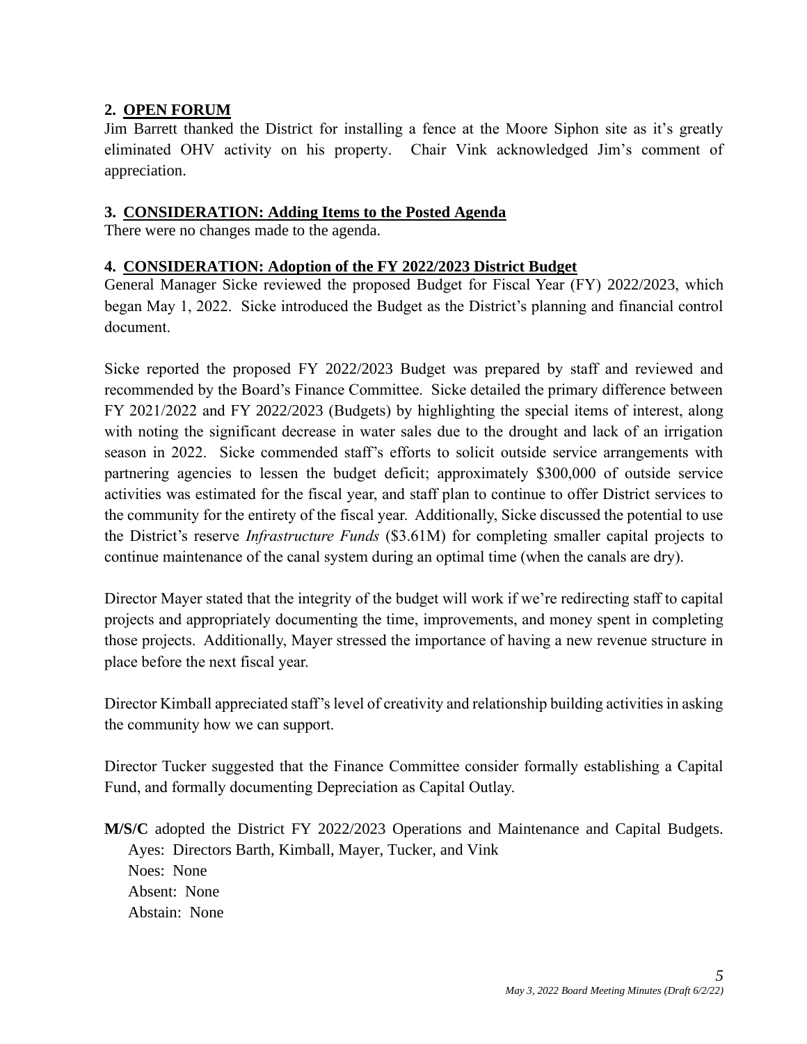## 2. OPEN FORUM

Jim Barrett thanked the District for installing a fence at the Moore Siphon site as it's greatly eliminated OHV activity on his property. Chair Vink acknowledged Jim's comment of appreciation.

## 3. CONSIDERATION: Adding Items to the Posted Agenda

There were no changes made to the agenda.

## 4. CONSIDERATION: Adoption of the FY 2022/2023 District Budget

General Manager Sicke reviewed the proposed Budget for Fiscal Year (FY) 2022/2023, which began May 1, 2022. Sicke introduced the Budget as the District's planning and financial control document.

Sicke reported the proposed FY 2022/2023 Budget was prepared by staff and reviewed and recommended by the Board's Finance Committee. Sicke detailed the primary difference between FY 2021/2022 and FY 2022/2023 (Budgets) by highlighting the special items of interest, along with noting the significant decrease in water sales due to the drought and lack of an irrigation season in 2022. Sicke commended staff's efforts to solicit outside service arrangements with partnering agencies to lessen the budget deficit; approximately $300,000 of outside service activities was estimated for the fiscal year, and staff plan to continue to offer District services to the community for the entirety of the fiscal year. Additionally, Sicke discussed the potential to use the District's reserve *Infrastructure Funds* ($3.61M) for completing smaller capital projects to continue maintenance of the canal system during an optimal time (when the canals are dry).

Director Mayer stated that the integrity of the budget will work if we're redirecting staff to capital projects and appropriately documenting the time, improvements, and money spent in completing those projects. Additionally, Mayer stressed the importance of having a new revenue structure in place before the next fiscal year.

Director Kimball appreciated staff's level of creativity and relationship building activities in asking the community how we can support.

Director Tucker suggested that the Finance Committee consider formally establishing a Capital Fund, and formally documenting Depreciation as Capital Outlay.

**M/S/C** adopted the District FY 2022/2023 Operations and Maintenance and Capital Budgets.
Ayes: Directors Barth, Kimball, Mayer, Tucker, and Vink
Noes: None
Absent: None
Abstain: None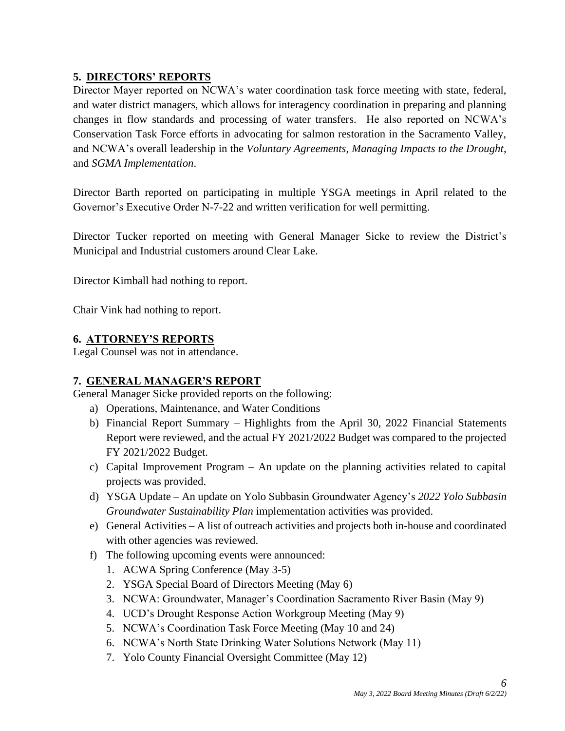## 5. DIRECTORS' REPORTS

Director Mayer reported on NCWA's water coordination task force meeting with state, federal, and water district managers, which allows for interagency coordination in preparing and planning changes in flow standards and processing of water transfers. He also reported on NCWA's Conservation Task Force efforts in advocating for salmon restoration in the Sacramento Valley, and NCWA's overall leadership in the *Voluntary Agreements*, *Managing Impacts to the Drought*, and *SGMA Implementation*.

Director Barth reported on participating in multiple YSGA meetings in April related to the Governor's Executive Order N-7-22 and written verification for well permitting.

Director Tucker reported on meeting with General Manager Sicke to review the District's Municipal and Industrial customers around Clear Lake.

Director Kimball had nothing to report.

Chair Vink had nothing to report.

## 6. ATTORNEY'S REPORTS

Legal Counsel was not in attendance.

## 7. GENERAL MANAGER'S REPORT

General Manager Sicke provided reports on the following:

a) Operations, Maintenance, and Water Conditions
b) Financial Report Summary – Highlights from the April 30, 2022 Financial Statements Report were reviewed, and the actual FY 2021/2022 Budget was compared to the projected FY 2021/2022 Budget.
c) Capital Improvement Program – An update on the planning activities related to capital projects was provided.
d) YSGA Update – An update on Yolo Subbasin Groundwater Agency's *2022 Yolo Subbasin Groundwater Sustainability Plan* implementation activities was provided.
e) General Activities – A list of outreach activities and projects both in-house and coordinated with other agencies was reviewed.
f) The following upcoming events were announced:
   1. ACWA Spring Conference (May 3-5)
   2. YSGA Special Board of Directors Meeting (May 6)
   3. NCWA: Groundwater, Manager's Coordination Sacramento River Basin (May 9)
   4. UCD's Drought Response Action Workgroup Meeting (May 9)
   5. NCWA's Coordination Task Force Meeting (May 10 and 24)
   6. NCWA's North State Drinking Water Solutions Network (May 11)
   7. Yolo County Financial Oversight Committee (May 12)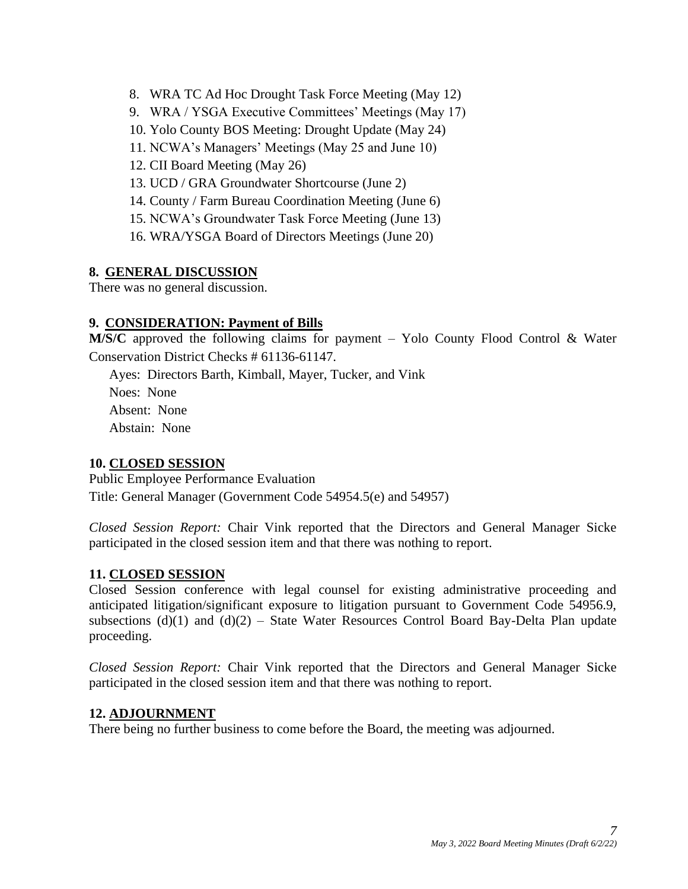8. WRA TC Ad Hoc Drought Task Force Meeting (May 12)
9. WRA / YSGA Executive Committees' Meetings (May 17)
10. Yolo County BOS Meeting: Drought Update (May 24)
11. NCWA's Managers' Meetings (May 25 and June 10)
12. CII Board Meeting (May 26)
13. UCD / GRA Groundwater Shortcourse (June 2)
14. County / Farm Bureau Coordination Meeting (June 6)
15. NCWA's Groundwater Task Force Meeting (June 13)
16. WRA/YSGA Board of Directors Meetings (June 20)

## 8. GENERAL DISCUSSION

There was no general discussion.

## 9. CONSIDERATION: Payment of Bills

**M/S/C** approved the following claims for payment – Yolo County Flood Control & Water Conservation District Checks # 61136-61147.

Ayes: Directors Barth, Kimball, Mayer, Tucker, and Vink
Noes: None
Absent: None
Abstain: None

## 10. CLOSED SESSION

Public Employee Performance Evaluation
Title: General Manager (Government Code 54954.5(e) and 54957)

*Closed Session Report:* Chair Vink reported that the Directors and General Manager Sicke participated in the closed session item and that there was nothing to report.

## 11. CLOSED SESSION

Closed Session conference with legal counsel for existing administrative proceeding and anticipated litigation/significant exposure to litigation pursuant to Government Code 54956.9, subsections (d)(1) and (d)(2) – State Water Resources Control Board Bay-Delta Plan update proceeding.

*Closed Session Report:* Chair Vink reported that the Directors and General Manager Sicke participated in the closed session item and that there was nothing to report.

## 12. ADJOURNMENT

There being no further business to come before the Board, the meeting was adjourned.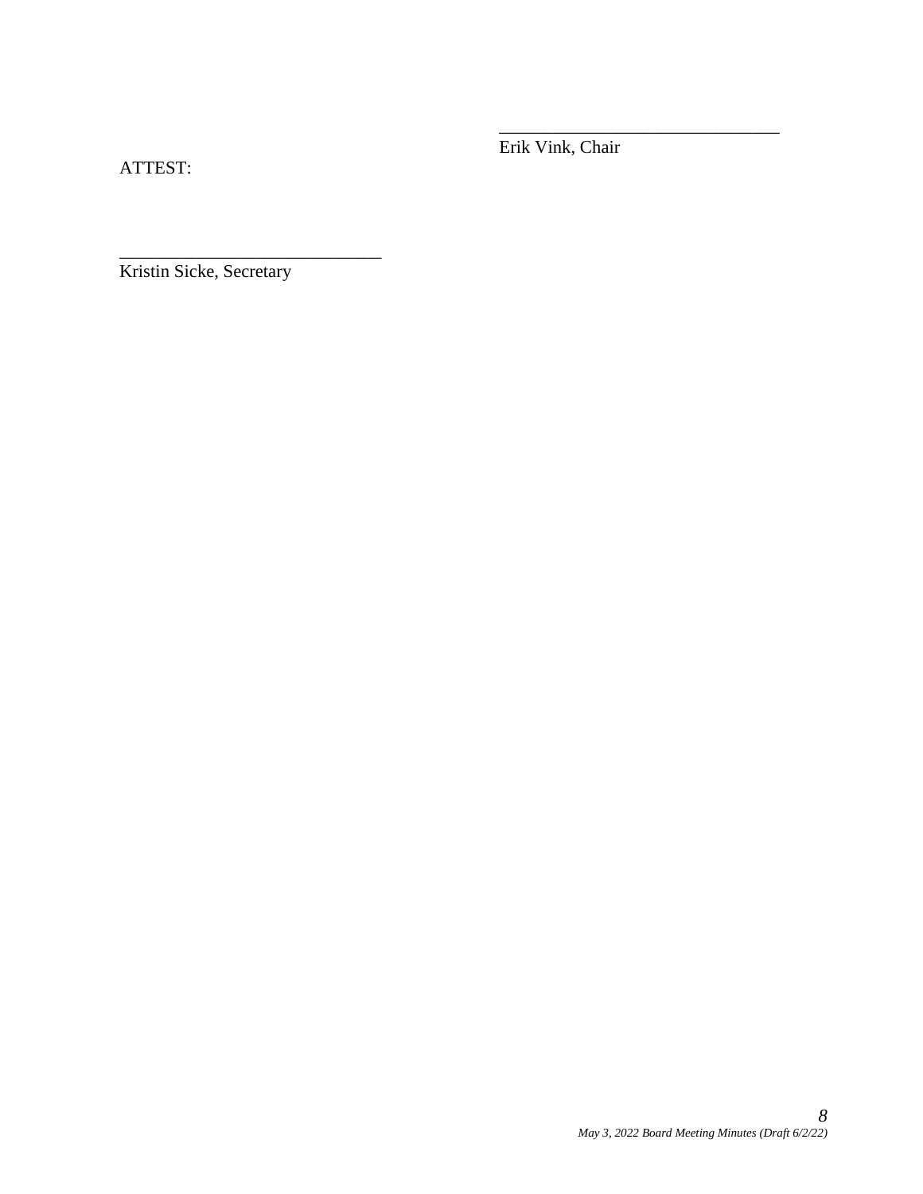\_\_\_\_\_\_\_\_\_\_\_\_\_\_\_\_\_\_\_\_\_\_\_\_\_\_\_\_\_\_

Erik Vink, Chair

ATTEST:

\_\_\_\_\_\_\_\_\_\_\_\_\_\_\_\_\_\_\_\_\_\_\_\_\_\_\_\_\_\_

Kristin Sicke, Secretary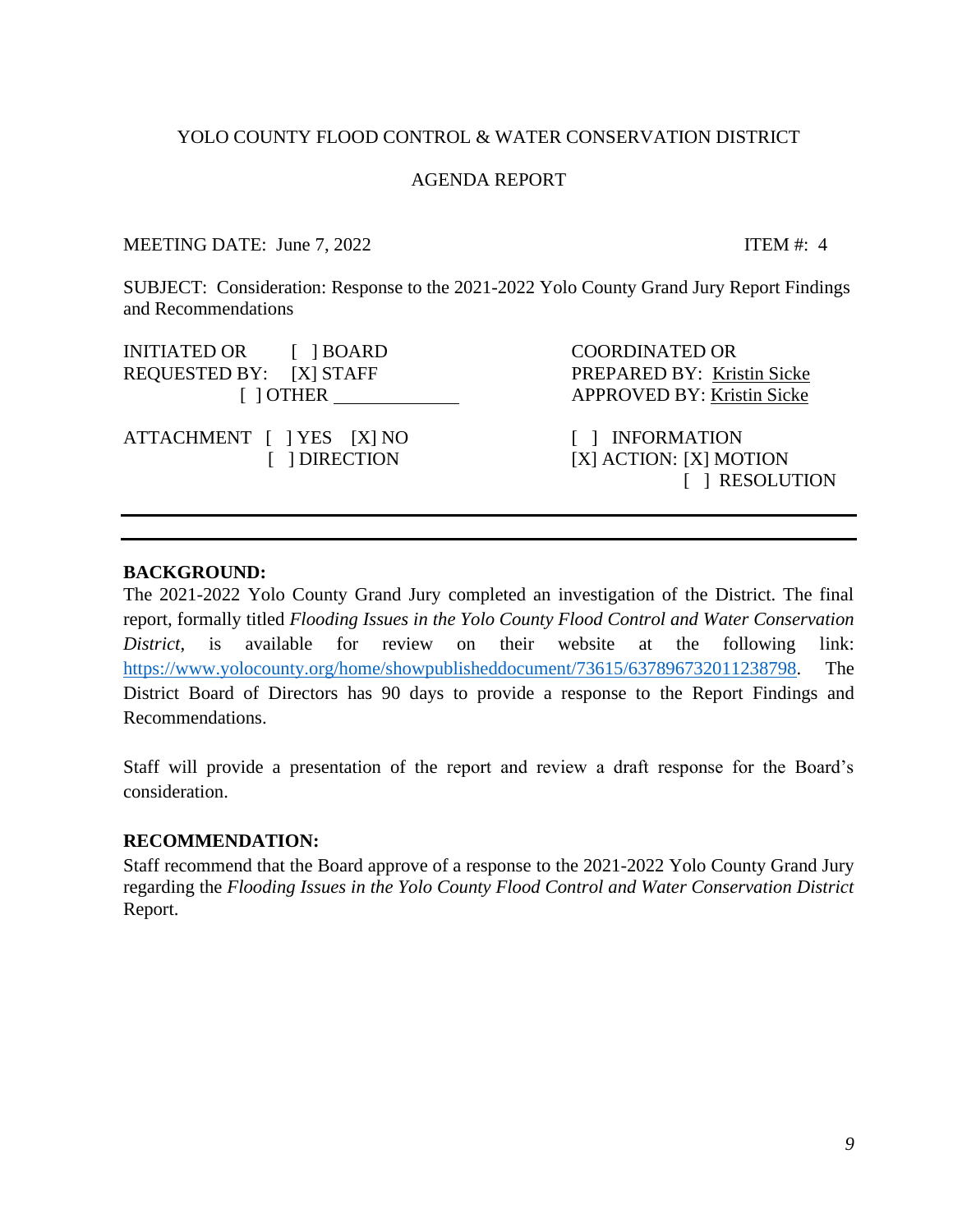YOLO COUNTY FLOOD CONTROL & WATER CONSERVATION DISTRICT

AGENDA REPORT

MEETING DATE: June 7, 2022 ITEM #: 4

SUBJECT: Consideration: Response to the 2021-2022 Yolo County Grand Jury Report Findings and Recommendations

| | |
|---|---|
| INITIATED OR REQUESTED BY: [ ] BOARD [X] STAFF [ ] OTHER ______ | COORDINATED OR PREPARED BY: Kristin Sicke APPROVED BY: Kristin Sicke |
| ATTACHMENT [ ] YES [X] NO [ ] DIRECTION | [ ] INFORMATION [X] ACTION: [X] MOTION [ ] RESOLUTION |

---

**BACKGROUND:**
The 2021-2022 Yolo County Grand Jury completed an investigation of the District. The final report, formally titled *Flooding Issues in the Yolo County Flood Control and Water Conservation District*, is available for review on their website at the following link: https://www.yolocounty.org/home/showpublisheddocument/73615/637896732011238798. The District Board of Directors has 90 days to provide a response to the Report Findings and Recommendations.

Staff will provide a presentation of the report and review a draft response for the Board's consideration.

**RECOMMENDATION:**
Staff recommend that the Board approve of a response to the 2021-2022 Yolo County Grand Jury regarding the *Flooding Issues in the Yolo County Flood Control and Water Conservation District* Report.